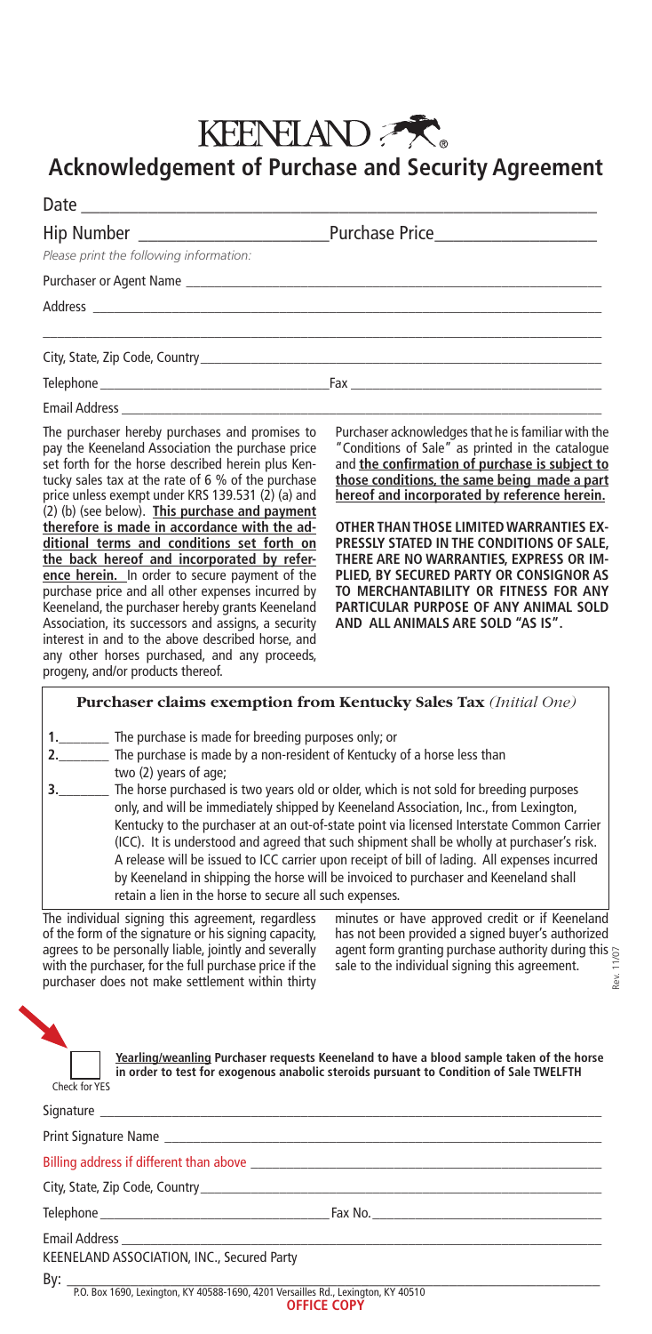# KEENELAND

## Acknowledgement of Purchase and Security Agreement

Date ______________________________________________

Hip Number ____________________ Purchase Price ____________________

*Please print the following information:*

Purchaser or Agent Name ______________________________________________

Address ______________________________________________

______________________________________________

City, State, Zip Code, Country ______________________________________________

Telephone ______________________ Fax ______________________

Email Address ______________________________________________

The purchaser hereby purchases and promises to pay the Keeneland Association the purchase price set forth for the horse described herein plus Kentucky sales tax at the rate of 6 % of the purchase price unless exempt under KRS 139.531 (2) (a) and (2) (b) (see below). **This purchase and payment therefore is made in accordance with the additional terms and conditions set forth on the back hereof and incorporated by reference herein.** In order to secure payment of the purchase price and all other expenses incurred by Keeneland, the purchaser hereby grants Keeneland Association, its successors and assigns, a security interest in and to the above described horse, and any other horses purchased, and any proceeds, progeny, and/or products thereof.

Purchaser acknowledges that he is familiar with the "Conditions of Sale" as printed in the catalogue and **the confirmation of purchase is subject to those conditions, the same being made a part hereof and incorporated by reference herein.**

**OTHER THAN THOSE LIMITED WARRANTIES EXPRESSLY STATED IN THE CONDITIONS OF SALE, THERE ARE NO WARRANTIES, EXPRESS OR IMPLIED, BY SECURED PARTY OR CONSIGNOR AS TO MERCHANTABILITY OR FITNESS FOR ANY PARTICULAR PURPOSE OF ANY ANIMAL SOLD AND ALL ANIMALS ARE SOLD "AS IS".**

### Purchaser claims exemption from Kentucky Sales Tax *(Initial One)*

**1.**________ The purchase is made for breeding purposes only; or

**2.**________ The purchase is made by a non-resident of Kentucky of a horse less than two (2) years of age;

**3.**________ The horse purchased is two years old or older, which is not sold for breeding purposes only, and will be immediately shipped by Keeneland Association, Inc., from Lexington, Kentucky to the purchaser at an out-of-state point via licensed Interstate Common Carrier (ICC). It is understood and agreed that such shipment shall be wholly at purchaser's risk. A release will be issued to ICC carrier upon receipt of bill of lading. All expenses incurred by Keeneland in shipping the horse will be invoiced to purchaser and Keeneland shall retain a lien in the horse to secure all such expenses.

The individual signing this agreement, regardless of the form of the signature or his signing capacity, agrees to be personally liable, jointly and severally with the purchaser, for the full purchase price if the purchaser does not make settlement within thirty minutes or have approved credit or if Keeneland has not been provided a signed buyer's authorized agent form granting purchase authority during this sale to the individual signing this agreement.

Rev. 11/07

☐ Check for YES — **Yearling/weanling Purchaser requests Keeneland to have a blood sample taken of the horse in order to test for exogenous anabolic steroids pursuant to Condition of Sale TWELFTH**

Signature ______________________________________________

Print Signature Name ______________________________________________

Billing address if different than above ______________________________________________

City, State, Zip Code, Country ______________________________________________

Telephone ______________________ Fax No. ______________________

Email Address ______________________________________________

KEENELAND ASSOCIATION, INC., Secured Party

By: ______________________________________________

P.O. Box 1690, Lexington, KY 40588-1690, 4201 Versailles Rd., Lexington, KY 40510

**OFFICE COPY**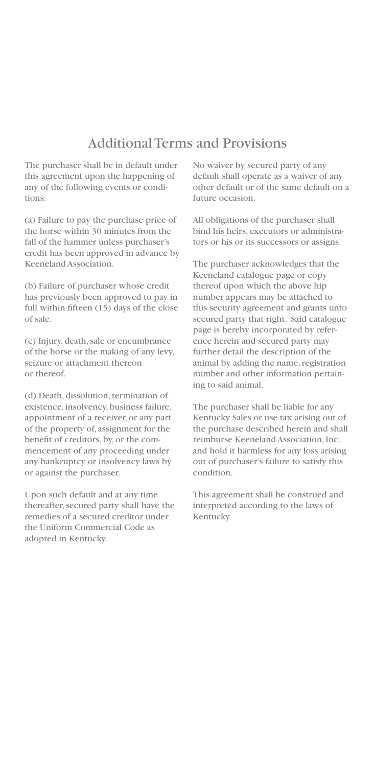## Additional Terms and Provisions

The purchaser shall be in default under this agreement upon the happening of any of the following events or conditions:

(a) Failure to pay the purchase price of the horse within 30 minutes from the fall of the hammer unless purchaser's credit has been approved in advance by Keeneland Association.

(b) Failure of purchaser whose credit has previously been approved to pay in full within fifteen (15) days of the close of sale.

(c) Injury, death, sale or encumbrance of the horse or the making of any levy, seizure or attachment thereon or thereof.

(d) Death, dissolution, termination of existence, insolvency, business failure, appointment of a receiver, or any part of the property of, assignment for the benefit of creditors, by, or the commencement of any proceeding under any bankruptcy or insolvency laws by or against the purchaser.

Upon such default and at any time thereafter, secured party shall have the remedies of a secured creditor under the Uniform Commercial Code as adopted in Kentucky.

No waiver by secured party of any default shall operate as a waiver of any other default or of the same default on a future occasion.

All obligations of the purchaser shall bind his heirs, executors or administrators or his or its successors or assigns.

The purchaser acknowledges that the Keeneland catalogue page or copy thereof upon which the above hip number appears may be attached to this security agreement and grants unto secured party that right. Said catalogue page is hereby incorporated by reference herein and secured party may further detail the description of the animal by adding the name, registration number and other information pertaining to said animal.

The purchaser shall be liable for any Kentucky Sales or use tax arising out of the purchase described herein and shall reimburse Keeneland Association, Inc. and hold it harmless for any loss arising out of purchaser's failure to satisfy this condition.

This agreement shall be construed and interpreted according to the laws of Kentucky.